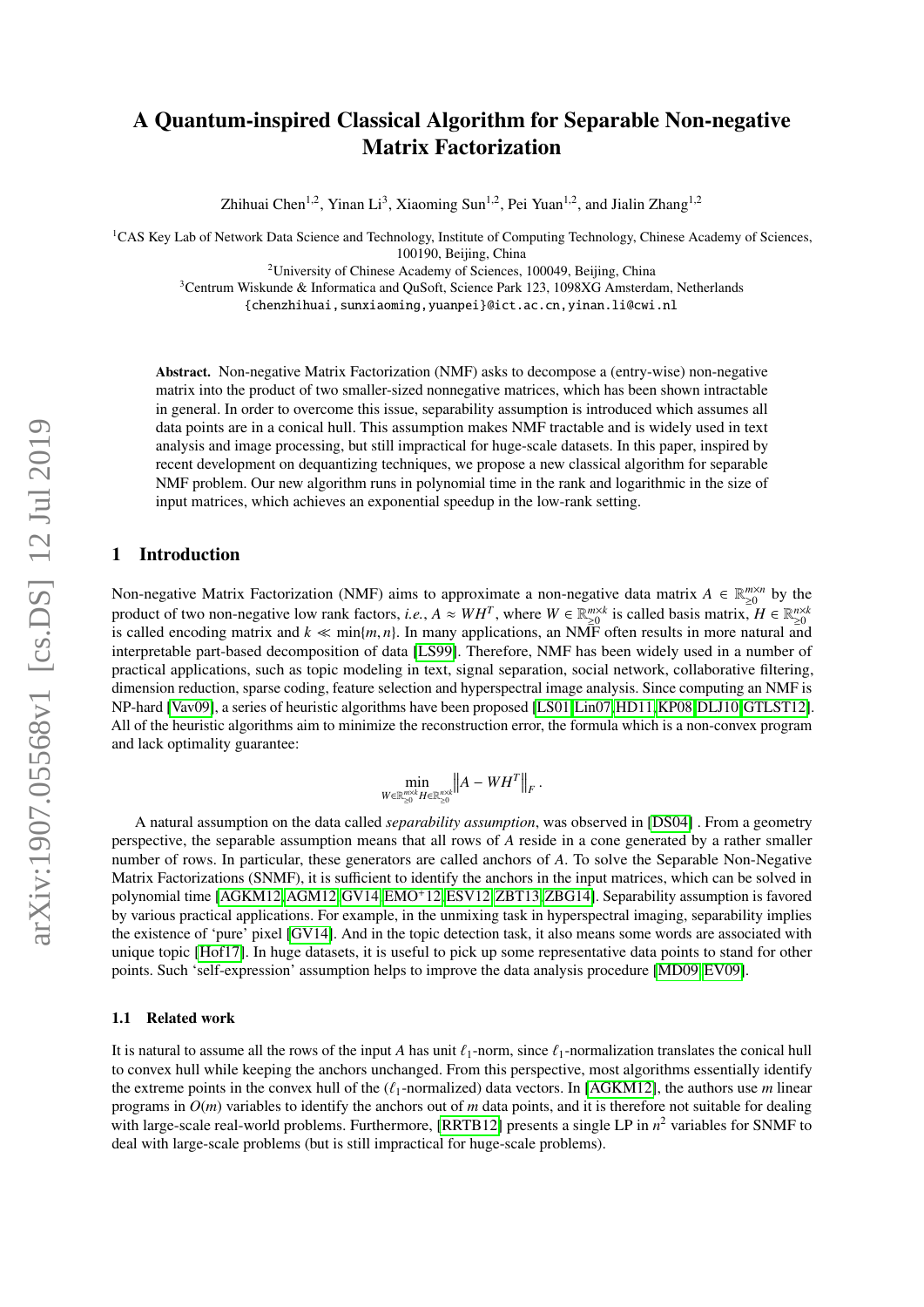# A Quantum-inspired Classical Algorithm for Separable Non-negative Matrix Factorization

Zhihuai Chen[1,2], Yinan Li[3], Xiaoming Sun[1,2], Pei Yuan[1,2], and Jialin Zhang[1,2]

[1]CAS Key Lab of Network Data Science and Technology, Institute of Computing Technology, Chinese Academy of Sciences, 100190, Beijing, China

[2]University of Chinese Academy of Sciences, 100049, Beijing, China

[3]Centrum Wiskunde & Informatica and QuSoft, Science Park 123, 1098XG Amsterdam, Netherlands

{chenzhihuai,sunxiaoming,yuanpei}@ict.ac.cn,yinan.li@cwi.nl

**Abstract.** Non-negative Matrix Factorization (NMF) asks to decompose a (entry-wise) non-negative matrix into the product of two smaller-sized nonnegative matrices, which has been shown intractable in general. In order to overcome this issue, separability assumption is introduced which assumes all data points are in a conical hull. This assumption makes NMF tractable and is widely used in text analysis and image processing, but still impractical for huge-scale datasets. In this paper, inspired by recent development on dequantizing techniques, we propose a new classical algorithm for separable NMF problem. Our new algorithm runs in polynomial time in the rank and logarithmic in the size of input matrices, which achieves an exponential speedup in the low-rank setting.

## 1 Introduction

Non-negative Matrix Factorization (NMF) aims to approximate a non-negative data matrix $A \in \mathbb{R}_{\geq 0}^{m \times n}$ by the product of two non-negative low rank factors, *i.e.*, $A \approx WH^T$, where $W \in \mathbb{R}_{\geq 0}^{m \times k}$ is called basis matrix, $H \in \mathbb{R}_{\geq 0}^{n \times k}$ is called encoding matrix and $k \ll \min\{m, n\}$. In many applications, an NMF often results in more natural and interpretable part-based decomposition of data [LS99]. Therefore, NMF has been widely used in a number of practical applications, such as topic modeling in text, signal separation, social network, collaborative filtering, dimension reduction, sparse coding, feature selection and hyperspectral image analysis. Since computing an NMF is NP-hard [Vav09], a series of heuristic algorithms have been proposed [LS01,Lin07,HD11,KP08,DLJ10,GTLST12]. All of the heuristic algorithms aim to minimize the reconstruction error, the formula which is a non-convex program and lack optimality guarantee:

$$\min_{W \in \mathbb{R}_{\geq 0}^{m \times k} H \in \mathbb{R}_{\geq 0}^{n \times k}} \left\| A - WH^T \right\|_F .$$

A natural assumption on the data called *separability assumption*, was observed in [DS04] . From a geometry perspective, the separable assumption means that all rows of $A$ reside in a cone generated by a rather smaller number of rows. In particular, these generators are called anchors of $A$. To solve the Separable Non-Negative Matrix Factorizations (SNMF), it is sufficient to identify the anchors in the input matrices, which can be solved in polynomial time [AGKM12,AGM12,GV14,EMO+12,ESV12,ZBT13,ZBG14]. Separability assumption is favored by various practical applications. For example, in the unmixing task in hyperspectral imaging, separability implies the existence of 'pure' pixel [GV14]. And in the topic detection task, it also means some words are associated with unique topic [Hof17]. In huge datasets, it is useful to pick up some representative data points to stand for other points. Such 'self-expression' assumption helps to improve the data analysis procedure [MD09,EV09].

### 1.1 Related work

It is natural to assume all the rows of the input $A$ has unit $\ell_1$-norm, since $\ell_1$-normalization translates the conical hull to convex hull while keeping the anchors unchanged. From this perspective, most algorithms essentially identify the extreme points in the convex hull of the ($\ell_1$-normalized) data vectors. In [AGKM12], the authors use $m$ linear programs in $O(m)$ variables to identify the anchors out of $m$ data points, and it is therefore not suitable for dealing with large-scale real-world problems. Furthermore, [RRTB12] presents a single LP in $n^2$ variables for SNMF to deal with large-scale problems (but is still impractical for huge-scale problems).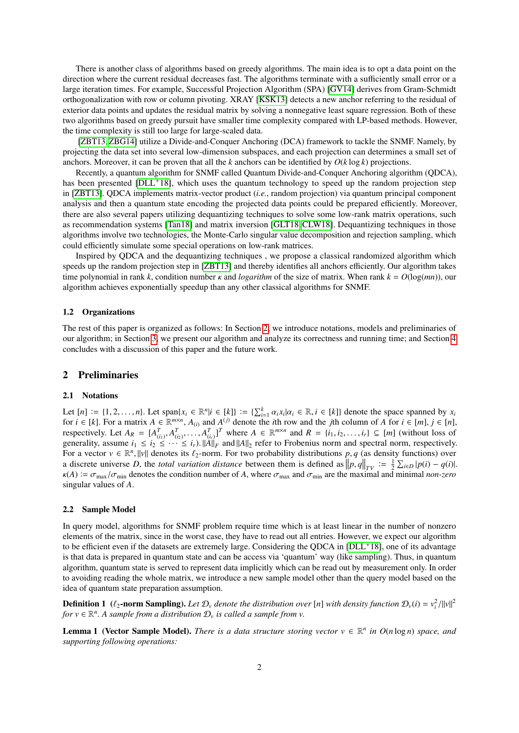There is another class of algorithms based on greedy algorithms. The main idea is to opt a data point on the direction where the current residual decreases fast. The algorithms terminate with a sufficiently small error or a large iteration times. For example, Successful Projection Algorithm (SPA) [GV14] derives from Gram-Schmidt orthogonalization with row or column pivoting. XRAY [KSK13] detects a new anchor referring to the residual of exterior data points and updates the residual matrix by solving a nonnegative least square regression. Both of these two algorithms based on greedy pursuit have smaller time complexity compared with LP-based methods. However, the time complexity is still too large for large-scaled data.

[ZBT13, ZBG14] utilize a Divide-and-Conquer Anchoring (DCA) framework to tackle the SNMF. Namely, by projecting the data set into several low-dimension subspaces, and each projection can determines a small set of anchors. Moreover, it can be proven that all the $k$ anchors can be identified by $O(k \log k)$ projections.

Recently, a quantum algorithm for SNMF called Quantum Divide-and-Conquer Anchoring algorithm (QDCA), has been presented [DLL+18], which uses the quantum technology to speed up the random projection step in [ZBT13]. QDCA implements matrix-vector product (*i.e.*, random projection) via quantum principal component analysis and then a quantum state encoding the projected data points could be prepared efficiently. Moreover, there are also several papers utilizing dequantizing techniques to solve some low-rank matrix operations, such as recommendation systems [Tan18] and matrix inversion [GLT18, CLW18]. Dequantizing techniques in those algorithms involve two technologies, the Monte-Carlo singular value decomposition and rejection sampling, which could efficiently simulate some special operations on low-rank matrices.

Inspired by QDCA and the dequantizing techniques , we propose a classical randomized algorithm which speeds up the random projection step in [ZBT13] and thereby identifies all anchors efficiently. Our algorithm takes time polynomial in rank $k$, condition number $\kappa$ and *logarithm* of the size of matrix. When rank $k = O(\log(mn))$, our algorithm achieves exponentially speedup than any other classical algorithms for SNMF.

### 1.2 Organizations

The rest of this paper is organized as follows: In Section 2, we introduce notations, models and preliminaries of our algorithm; in Section 3, we present our algorithm and analyze its correctness and running time; and Section 4 concludes with a discussion of this paper and the future work.

## 2 Preliminaries

### 2.1 Notations

Let $[n] := \{1, 2, \dots, n\}$. Let $\mathrm{span}\{x_i \in \mathbb{R}^n | i \in [k]\} := \{\sum_{i=1}^k \alpha_i x_i | \alpha_i \in \mathbb{R}, i \in [k]\}$ denote the space spanned by $x_i$ for $i \in [k]$. For a matrix $A \in \mathbb{R}^{m \times n}$, $A_{(i)}$ and $A^{(j)}$ denote the $i$th row and the $j$th column of $A$ for $i \in [m]$, $j \in [n]$, respectively. Let $A_R = [A_{(i_1)}^T, A_{(i_2)}^T, \dots, A_{(i_r)}^T]^T$ where $A \in \mathbb{R}^{m \times n}$ and $R = \{i_1, i_2, \dots, i_r\} \subseteq [m]$ (without loss of generality, assume $i_1 \le i_2 \le \dots \le i_r$). $\|A\|_F$ and $\|A\|_2$ refer to Frobenius norm and spectral norm, respectively. For a vector $v \in \mathbb{R}^n$, $\|v\|$ denotes its $\ell_2$-norm. For two probability distributions $p, q$ (as density functions) over a discrete universe $D$, the *total variation distance* between them is defined as $\|p, q\|_{TV} := \frac{1}{2} \sum_{i \in D} |p(i) - q(i)|$. $\kappa(A) := \sigma_{\max}/\sigma_{\min}$ denotes the condition number of $A$, where $\sigma_{\max}$ and $\sigma_{\min}$ are the maximal and minimal *non-zero* singular values of $A$.

### 2.2 Sample Model

In query model, algorithms for SNMF problem require time which is at least linear in the number of nonzero elements of the matrix, since in the worst case, they have to read out all entries. However, we expect our algorithm to be efficient even if the datasets are extremely large. Considering the QDCA in [DLL+18], one of its advantage is that data is prepared in quantum state and can be access via 'quantum' way (like sampling). Thus, in quantum algorithm, quantum state is served to represent data implicitly which can be read out by measurement only. In order to avoiding reading the whole matrix, we introduce a new sample model other than the query model based on the idea of quantum state preparation assumption.

**Definition 1** **($\ell_2$-norm Sampling).** *Let $\mathcal{D}_v$ denote the distribution over $[n]$ with density function $\mathcal{D}_v(i) = v_i^2/\|v\|^2$ for $v \in \mathbb{R}^n$. A sample from a distribution $\mathcal{D}_v$ is called a sample from $v$.*

**Lemma 1** **(Vector Sample Model).** *There is a data structure storing vector $v \in \mathbb{R}^n$ in $O(n \log n)$ space, and supporting following operations:*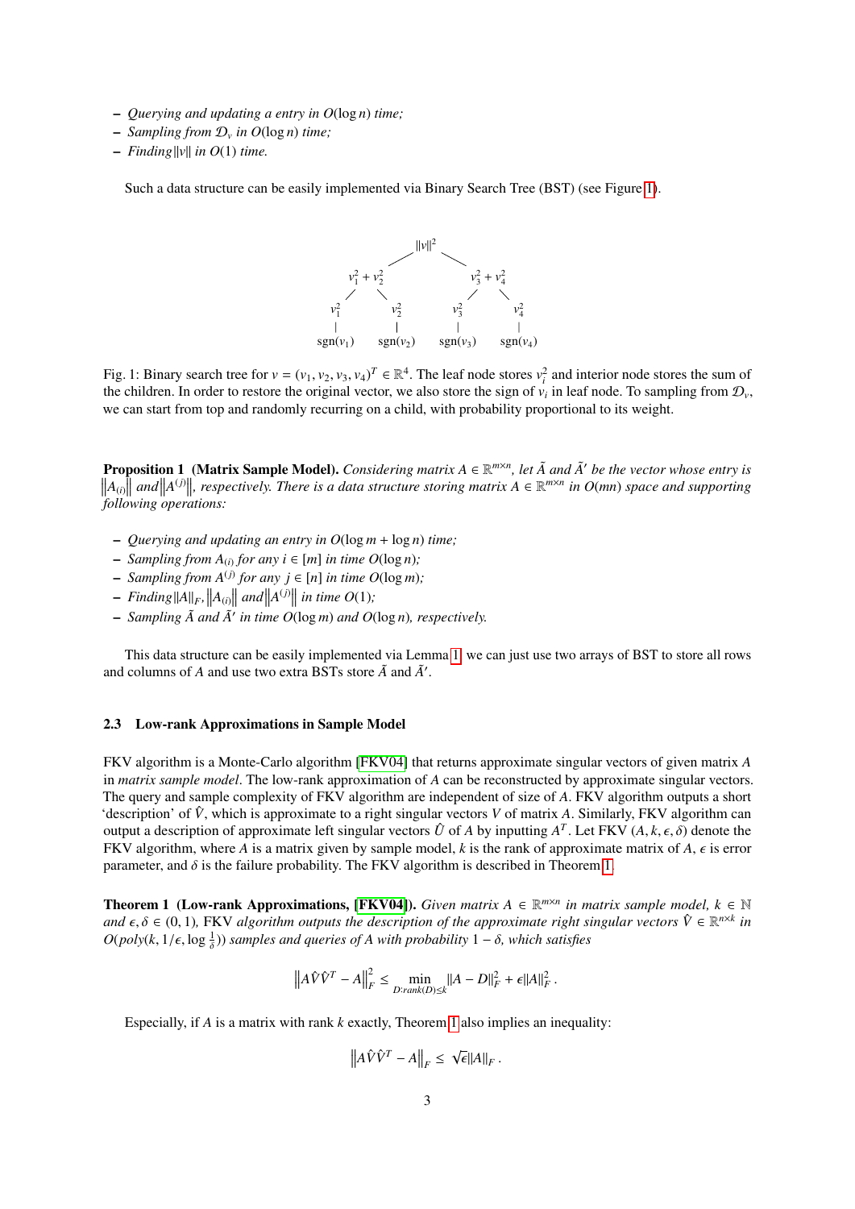- *Querying and updating a entry in $O(\log n)$ time;*
- *Sampling from $\mathcal{D}_v$ in $O(\log n)$ time;*
- *Finding $\|v\|$ in $O(1)$ time.*

Such a data structure can be easily implemented via Binary Search Tree (BST) (see Figure 1).

$$
\begin{array}{ccccccc}
 & & & \|v\|^2 & & & \\
 & v_1^2 + v_2^2 & & & & v_3^2 + v_4^2 & \\
v_1^2 & & v_2^2 & & v_3^2 & & v_4^2 \\
\mathrm{sgn}(v_1) & & \mathrm{sgn}(v_2) & & \mathrm{sgn}(v_3) & & \mathrm{sgn}(v_4)
\end{array}
$$

Fig. 1: Binary search tree for $v = (v_1, v_2, v_3, v_4)^T \in \mathbb{R}^4$. The leaf node stores $v_i^2$ and interior node stores the sum of the children. In order to restore the original vector, we also store the sign of $v_i$ in leaf node. To sampling from $\mathcal{D}_v$, we can start from top and randomly recurring on a child, with probability proportional to its weight.

**Proposition 1 (Matrix Sample Model).** *Considering matrix $A \in \mathbb{R}^{m \times n}$, let $\tilde{A}$ and $\tilde{A}'$ be the vector whose entry is $\|A_{(i)}\|$ and $\|A^{(j)}\|$, respectively. There is a data structure storing matrix $A \in \mathbb{R}^{m \times n}$ in $O(mn)$ space and supporting following operations:*

- *Querying and updating an entry in $O(\log m + \log n)$ time;*
- *Sampling from $A_{(i)}$ for any $i \in [m]$ in time $O(\log n)$;*
- *Sampling from $A^{(j)}$ for any $j \in [n]$ in time $O(\log m)$;*
- *Finding $\|A\|_F$, $\|A_{(i)}\|$ and $\|A^{(j)}\|$ in time $O(1)$;*
- *Sampling $\tilde{A}$ and $\tilde{A}'$ in time $O(\log m)$ and $O(\log n)$, respectively.*

This data structure can be easily implemented via Lemma 1, we can just use two arrays of BST to store all rows and columns of $A$ and use two extra BSTs store $\tilde{A}$ and $\tilde{A}'$.

### 2.3 Low-rank Approximations in Sample Model

FKV algorithm is a Monte-Carlo algorithm [FKV04] that returns approximate singular vectors of given matrix $A$ in *matrix sample model*. The low-rank approximation of $A$ can be reconstructed by approximate singular vectors. The query and sample complexity of FKV algorithm are independent of size of $A$. FKV algorithm outputs a short 'description' of $\hat{V}$, which is approximate to a right singular vectors $V$ of matrix $A$. Similarly, FKV algorithm can output a description of approximate left singular vectors $\hat{U}$ of $A$ by inputting $A^T$. Let FKV $(A, k, \epsilon, \delta)$ denote the FKV algorithm, where $A$ is a matrix given by sample model, $k$ is the rank of approximate matrix of $A$, $\epsilon$ is error parameter, and $\delta$ is the failure probability. The FKV algorithm is described in Theorem 1.

**Theorem 1 (Low-rank Approximations, [FKV04]).** *Given matrix $A \in \mathbb{R}^{m \times n}$ in matrix sample model, $k \in \mathbb{N}$ and $\epsilon, \delta \in (0, 1)$,* FKV *algorithm outputs the description of the approximate right singular vectors $\hat{V} \in \mathbb{R}^{n \times k}$ in $O(poly(k, 1/\epsilon, \log \frac{1}{\delta}))$ samples and queries of $A$ with probability $1 - \delta$, which satisfies*

$$
\left\| A\hat{V}\hat{V}^T - A \right\|_F^2 \leq \min_{D: rank(D) \leq k} \|A - D\|_F^2 + \epsilon \|A\|_F^2 .
$$

Especially, if $A$ is a matrix with rank $k$ exactly, Theorem 1 also implies an inequality:

$$
\left\| A\hat{V}\hat{V}^T - A \right\|_F \leq \sqrt{\epsilon} \|A\|_F .
$$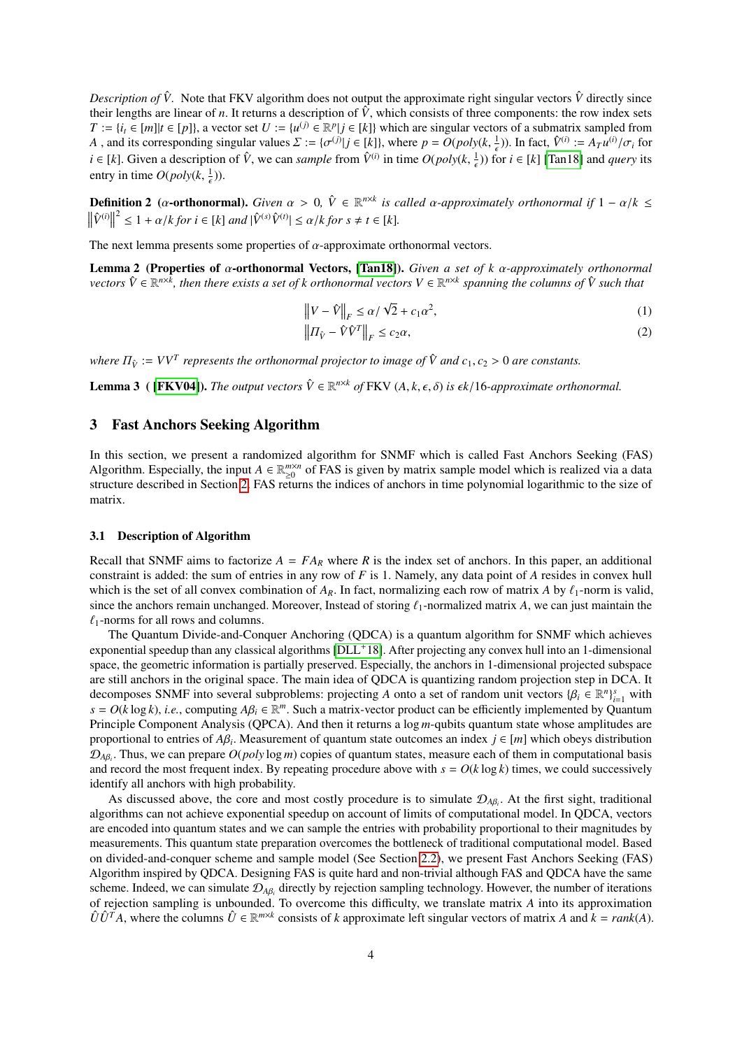*Description of $\hat{V}$.* Note that FKV algorithm does not output the approximate right singular vectors $\hat{V}$ directly since their lengths are linear of $n$. It returns a description of $\hat{V}$, which consists of three components: the row index sets $T := \{i_t \in [m] | t \in [p]\}$, a vector set $U := \{u^{(j)} \in \mathbb{R}^p | j \in [k]\}$ which are singular vectors of a submatrix sampled from $A$ , and its corresponding singular values $\Sigma := \{\sigma^{(j)} | j \in [k]\}$, where $p = O(poly(k, \frac{1}{\epsilon}))$. In fact, $\hat{V}^{(i)} := A_T u^{(i)}/\sigma_i$ for $i \in [k]$. Given a description of $\hat{V}$, we can *sample* from $\hat{V}^{(i)}$ in time $O(poly(k, \frac{1}{\epsilon}))$ for $i \in [k]$ [Tan18] and *query* its entry in time $O(poly(k, \frac{1}{\epsilon}))$.

**Definition 2** (**$\alpha$-orthonormal**). *Given $\alpha > 0$, $\hat{V} \in \mathbb{R}^{n\times k}$ is called $\alpha$-approximately orthonormal if $1 - \alpha/k \leq \left\|\hat{V}^{(i)}\right\|^2 \leq 1 + \alpha/k$ for $i \in [k]$ and $|\hat{V}^{(s)}\hat{V}^{(t)}| \leq \alpha/k$ for $s \neq t \in [k]$.*

The next lemma presents some properties of $\alpha$-approximate orthonormal vectors.

**Lemma 2** (**Properties of $\alpha$-orthonormal Vectors, [Tan18]**). *Given a set of $k$ $\alpha$-approximately orthonormal vectors $\hat{V} \in \mathbb{R}^{n\times k}$, then there exists a set of $k$ orthonormal vectors $V \in \mathbb{R}^{n\times k}$ spanning the columns of $\hat{V}$ such that*

$$\left\|V - \hat{V}\right\|_F \leq \alpha/\sqrt{2} + c_1\alpha^2, \tag{1}$$

$$\left\|\Pi_{\hat{V}} - \hat{V}\hat{V}^T\right\|_F \leq c_2\alpha, \tag{2}$$

*where $\Pi_{\hat{V}} := VV^T$ represents the orthonormal projector to image of $\hat{V}$ and $c_1, c_2 > 0$ are constants.*

**Lemma 3** ( **[FKV04]**). *The output vectors $\hat{V} \in \mathbb{R}^{n\times k}$ of* FKV $(A, k, \epsilon, \delta)$ *is $\epsilon k/16$-approximate orthonormal.*

## 3 Fast Anchors Seeking Algorithm

In this section, we present a randomized algorithm for SNMF which is called Fast Anchors Seeking (FAS) Algorithm. Especially, the input $A \in \mathbb{R}^{m\times n}_{\geq 0}$ of FAS is given by matrix sample model which is realized via a data structure described in Section 2. FAS returns the indices of anchors in time polynomial logarithmic to the size of matrix.

### 3.1 Description of Algorithm

Recall that SNMF aims to factorize $A = FA_R$ where $R$ is the index set of anchors. In this paper, an additional constraint is added: the sum of entries in any row of $F$ is 1. Namely, any data point of $A$ resides in convex hull which is the set of all convex combination of $A_R$. In fact, normalizing each row of matrix $A$ by $\ell_1$-norm is valid, since the anchors remain unchanged. Moreover, Instead of storing $\ell_1$-normalized matrix $A$, we can just maintain the $\ell_1$-norms for all rows and columns.

The Quantum Divide-and-Conquer Anchoring (QDCA) is a quantum algorithm for SNMF which achieves exponential speedup than any classical algorithms [DLL+18]. After projecting any convex hull into an 1-dimensional space, the geometric information is partially preserved. Especially, the anchors in 1-dimensional projected subspace are still anchors in the original space. The main idea of QDCA is quantizing random projection step in DCA. It decomposes SNMF into several subproblems: projecting $A$ onto a set of random unit vectors $\{\beta_i \in \mathbb{R}^n\}_{i=1}^s$ with $s = O(k \log k)$, *i.e.*, computing $A\beta_i \in \mathbb{R}^m$. Such a matrix-vector product can be efficiently implemented by Quantum Principle Component Analysis (QPCA). And then it returns a $\log m$-qubits quantum state whose amplitudes are proportional to entries of $A\beta_i$. Measurement of quantum state outcomes an index $j \in [m]$ which obeys distribution $\mathcal{D}_{A\beta_i}$. Thus, we can prepare $O(poly \log m)$ copies of quantum states, measure each of them in computational basis and record the most frequent index. By repeating procedure above with $s = O(k \log k)$ times, we could successively identify all anchors with high probability.

As discussed above, the core and most costly procedure is to simulate $\mathcal{D}_{A\beta_i}$. At the first sight, traditional algorithms can not achieve exponential speedup on account of limits of computational model. In QDCA, vectors are encoded into quantum states and we can sample the entries with probability proportional to their magnitudes by measurements. This quantum state preparation overcomes the bottleneck of traditional computational model. Based on divided-and-conquer scheme and sample model (See Section 2.2), we present Fast Anchors Seeking (FAS) Algorithm inspired by QDCA. Designing FAS is quite hard and non-trivial although FAS and QDCA have the same scheme. Indeed, we can simulate $\mathcal{D}_{A\beta_i}$ directly by rejection sampling technology. However, the number of iterations of rejection sampling is unbounded. To overcome this difficulty, we translate matrix $A$ into its approximation $\hat{U}\hat{U}^T A$, where the columns $\hat{U} \in \mathbb{R}^{m\times k}$ consists of $k$ approximate left singular vectors of matrix $A$ and $k = rank(A)$.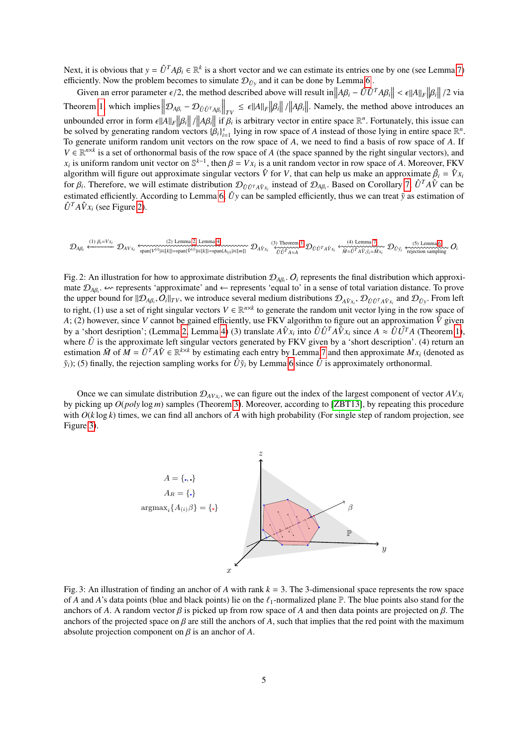Next, it is obvious that $y = \hat{U}^T A\beta_i \in \mathbb{R}^k$ is a short vector and we can estimate its entries one by one (see Lemma 7) efficiently. Now the problem becomes to simulate $\mathcal{D}_{\hat{U}y}$ and it can be done by Lemma 6.

Given an error parameter $\epsilon/2$, the method described above will result in $\left\|A\beta_i - \hat{U}\hat{U}^T A\beta_i\right\| < \epsilon\|A\|_F\left\|\beta_i\right\|/2$ via Theorem 1, which implies $\left\|\mathcal{D}_{A\beta_i} - \mathcal{D}_{\hat{U}\hat{U}^T A\beta_i}\right\|_{TV} \leq \epsilon\|A\|_F\left\|\beta_i\right\|/\left\|A\beta_i\right\|$. Namely, the method above introduces an unbounded error in form $\epsilon\|A\|_F\left\|\beta_i\right\|/\left\|A\beta_i\right\|$ if $\beta_i$ is arbitrary vector in entire space $\mathbb{R}^n$. Fortunately, this issue can be solved by generating random vectors $\{\beta_i\}_{i=1}^s$ lying in row space of $A$ instead of those lying in entire space $\mathbb{R}^n$. To generate uniform random unit vectors on the row space of $A$, we need to find a basis of row space of $A$. If $V \in \mathbb{R}^{n\times k}$ is a set of orthonormal basis of the row space of $A$ (the space spanned by the right singular vectors), and $x_i$ is uniform random unit vector on $\mathbb{S}^{k-1}$, then $\beta = Vx_i$ is a unit random vector in row space of $A$. Moreover, FKV algorithm will figure out approximate singular vectors $\hat{V}$ for $V$, that can help us make an approximate $\hat{\beta}_i = \hat{V}x_i$ for $\beta_i$. Therefore, we will estimate distribution $\mathcal{D}_{\hat{U}\hat{U}^T A\hat{V}x_i}$ instead of $\mathcal{D}_{A\beta_i}$. Based on Corollary 7, $\hat{U}^T A\hat{V}$ can be estimated efficiently. According to Lemma 6, $\hat{U}y$ can be sampled efficiently, thus we can treat $\tilde{y}$ as estimation of $\hat{U}^T A\hat{V}x_i$ (see Figure 2).

$$\mathcal{D}_{A\beta_i} \xleftarrow{(1)\ \beta_i = Vx_i} \mathcal{D}_{AVx_i} \underset{\mathrm{span}\{V^{(i)}|i\in[k]\}=\mathrm{span}\{\hat{V}^{(i)}|i\in[k]\}=\mathrm{span}\{A_{(i)}|i\in[m]\}}{\overset{(2)\ \text{Lemma 2, Lemma 4}}{\longleftarrow\!\!\!\sim\!\!\sim}} \mathcal{D}_{A\hat{V}x_i} \underset{\hat{U}\hat{U}^T A\approx A}{\overset{(3)\ \text{Theorem 1}}{\longleftarrow\!\!\sim}} \mathcal{D}_{\hat{U}\hat{U}^T A\hat{V}x_i} \underset{\tilde{M}\approx\hat{U}^T A\hat{V}, \tilde{y}_i=\tilde{M}x_i}{\overset{(4)\ \text{Lemma 7}}{\longleftarrow\!\!\sim\!\!\sim}} \mathcal{D}_{\hat{U}\tilde{y}_i} \underset{\text{rejection sampling}}{\overset{(5)\ \text{Lemma 6}}{\longleftarrow\!\!\sim}} \mathcal{O}_i$$

Fig. 2: An illustration for how to approximate distribution $\mathcal{D}_{A\beta_i}$. $\mathcal{O}_i$ represents the final distribution which approximate $\mathcal{D}_{A\beta_i}$. $\leftsquigarrow$ represents 'approximate' and $\leftarrow$ represents 'equal to' in a sense of total variation distance. To prove the upper bound for $\|\mathcal{D}_{A\beta_i}, \mathcal{O}_i\|_{TV}$, we introduce several medium distributions $\mathcal{D}_{A\hat{V}x_i}$, $\mathcal{D}_{\hat{U}\hat{U}^T A\hat{V}x_i}$ and $\mathcal{D}_{\hat{U}y}$. From left to right, (1) use a set of right singular vectors $V \in \mathbb{R}^{n\times k}$ to generate the random unit vector lying in the row space of $A$; (2) however, since $V$ cannot be gained efficiently, use FKV algorithm to figure out an approximation $\hat{V}$ given by a 'short desription'; (Lemma 2, Lemma 4) (3) translate $A\hat{V}x_i$ into $\hat{U}\hat{U}^T A\hat{V}x_i$ since $A \approx \hat{U}\hat{U}^T A$ (Theorem 1), where $\hat{U}$ is the approximate left singular vectors generated by FKV given by a 'short description'. (4) return an estimation $\tilde{M}$ of $M = \hat{U}^T A\hat{V} \in \mathbb{R}^{k\times k}$ by estimating each entry by Lemma 7 and then approximate $Mx_i$ (denoted as $\tilde{y}_i$); (5) finally, the rejection sampling works for $\hat{U}\tilde{y}_i$ by Lemma 6 since $\hat{U}$ is approximately orthonormal.

Once we can simulate distribution $\mathcal{D}_{AVx_i}$, we can figure out the index of the largest component of vector $AVx_i$ by picking up $O(poly \log m)$ samples (Theorem 3). Moreover, according to [ZBT13], by repeating this procedure with $O(k \log k)$ times, we can find all anchors of $A$ with high probability (For single step of random projection, see Figure 3).

Fig. 3: An illustration of finding an anchor of $A$ with rank $k = 3$. The 3-dimensional space represents the row space of $A$ and $A$'s data points (blue and black points) lie on the $\ell_1$-normalized plane $\mathbb{P}$. The blue points also stand for the anchors of $A$. A random vector $\beta$ is picked up from row space of $A$ and then data points are projected on $\beta$. The anchors of the projected space on $\beta$ are still the anchors of $A$, such that implies that the red point with the maximum absolute projection component on $\beta$ is an anchor of $A$.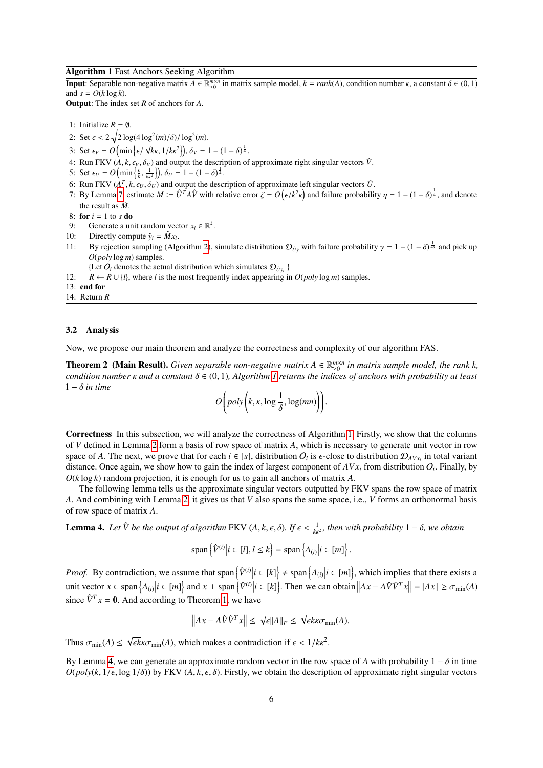**Algorithm 1** Fast Anchors Seeking Algorithm

**Input**: Separable non-negative matrix $A \in \mathbb{R}^{m \times n}_{\geq 0}$ in matrix sample model, $k = rank(A)$, condition number $\kappa$, a constant $\delta \in (0,1)$ and $s = O(k \log k)$.

**Output**: The index set $R$ of anchors for $A$.

1: Initialize $R = \emptyset$.
2: Set $\epsilon < 2\sqrt{2\log(4\log^2(m)/\delta)/\log^2(m)}$.
3: Set $\epsilon_V = O\left(\min\left\{\epsilon/\sqrt{k}\kappa, 1/k\kappa^2\right\}\right)$, $\delta_V = 1-(1-\delta)^{\frac{1}{4}}$.
4: Run FKV $(A, k, \epsilon_V, \delta_V)$ and output the description of approximate right singular vectors $\hat{V}$.
5: Set $\epsilon_U = O\left(\min\left\{\frac{\epsilon}{k}, \frac{1}{k\kappa^2}\right\}\right)$, $\delta_U = 1-(1-\delta)^{\frac{1}{4}}$.
6: Run FKV $(A^T, k, \epsilon_U, \delta_U)$ and output the description of approximate left singular vectors $\hat{U}$.
7: By Lemma 7, estimate $M := \hat{U}^T A \hat{V}$ with relative error $\zeta = O\left(\epsilon/k^2\kappa\right)$ and failure probability $\eta = 1-(1-\delta)^{\frac{1}{4}}$, and denote the result as $\tilde{M}$.
8: **for** $i = 1$ to $s$ **do**
9: Generate a unit random vector $x_i \in \mathbb{R}^k$.
10: Directly compute $\tilde{y}_i = \tilde{M} x_i$.
11: By rejection sampling (Algorithm 2), simulate distribution $\mathcal{D}_{\hat{U}\tilde{y}}$ with failure probability $\gamma = 1-(1-\delta)^{\frac{1}{4s}}$ and pick up $O(poly \log m)$ samples.
{Let $O_i$ denotes the actual distribution which simulates $\mathcal{D}_{\hat{U}\tilde{y}_i}$ }
12: $R \leftarrow R \cup \{l\}$, where $l$ is the most frequently index appearing in $O(poly \log m)$ samples.
13: **end for**
14: Return $R$

### 3.2 Analysis

Now, we propose our main theorem and analyze the correctness and complexity of our algorithm FAS.

**Theorem 2 (Main Result).** *Given separable non-negative matrix $A \in \mathbb{R}^{m \times n}_{\geq 0}$ in matrix sample model, the rank $k$, condition number $\kappa$ and a constant $\delta \in (0,1)$, Algorithm 1 returns the indices of anchors with probability at least $1-\delta$ in time*

$$O\left(poly\left(k, \kappa, \log\frac{1}{\delta}, \log(mn)\right)\right).$$

**Correctness** In this subsection, we will analyze the correctness of Algorithm 1. Firstly, we show that the columns of $V$ defined in Lemma 2 form a basis of row space of matrix $A$, which is necessary to generate unit vector in row space of $A$. The next, we prove that for each $i \in [s]$, distribution $O_i$ is $\epsilon$-close to distribution $\mathcal{D}_{AVx_i}$ in total variant distance. Once again, we show how to gain the index of largest component of $AVx_i$ from distribution $O_i$. Finally, by $O(k \log k)$ random projection, it is enough for us to gain all anchors of matrix $A$.

The following lemma tells us the approximate singular vectors outputted by FKV spans the row space of matrix $A$. And combining with Lemma 2, it gives us that $V$ also spans the same space, i.e., $V$ forms an orthonormal basis of row space of matrix $A$.

**Lemma 4.** *Let $\hat{V}$ be the output of algorithm* FKV $(A, k, \epsilon, \delta)$. *If $\epsilon < \frac{1}{k\kappa^2}$, then with probability $1-\delta$, we obtain*

$$\text{span}\left\{\hat{V}^{(i)} \middle| i \in [l], l \leq k\right\} = \text{span}\left\{A_{(i)} \middle| i \in [m]\right\}.$$

*Proof.* By contradiction, we assume that $\text{span}\left\{\hat{V}^{(i)} \middle| i \in [k]\right\} \neq \text{span}\left\{A_{(i)} \middle| i \in [m]\right\}$, which implies that there exists a unit vector $x \in \text{span}\left\{A_{(i)} \middle| i \in [m]\right\}$ and $x \perp \text{span}\left\{\hat{V}^{(i)} \middle| i \in [k]\right\}$. Then we can obtain $\left\|Ax - A\hat{V}\hat{V}^T x\right\| = \|Ax\| \geq \sigma_{\min}(A)$ since $\hat{V}^T x = \mathbf{0}$. And according to Theorem 1, we have

$$\left\|Ax - A\hat{V}\hat{V}^T x\right\| \leq \sqrt{\epsilon}\|A\|_F \leq \sqrt{\epsilon k}\kappa\sigma_{\min}(A).$$

Thus $\sigma_{\min}(A) \leq \sqrt{\epsilon k}\kappa\sigma_{\min}(A)$, which makes a contradiction if $\epsilon < 1/k\kappa^2$.

By Lemma 4, we can generate an approximate random vector in the row space of $A$ with probability $1-\delta$ in time $O(poly(k, 1/\epsilon, \log 1/\delta))$ by FKV $(A, k, \epsilon, \delta)$. Firstly, we obtain the description of approximate right singular vectors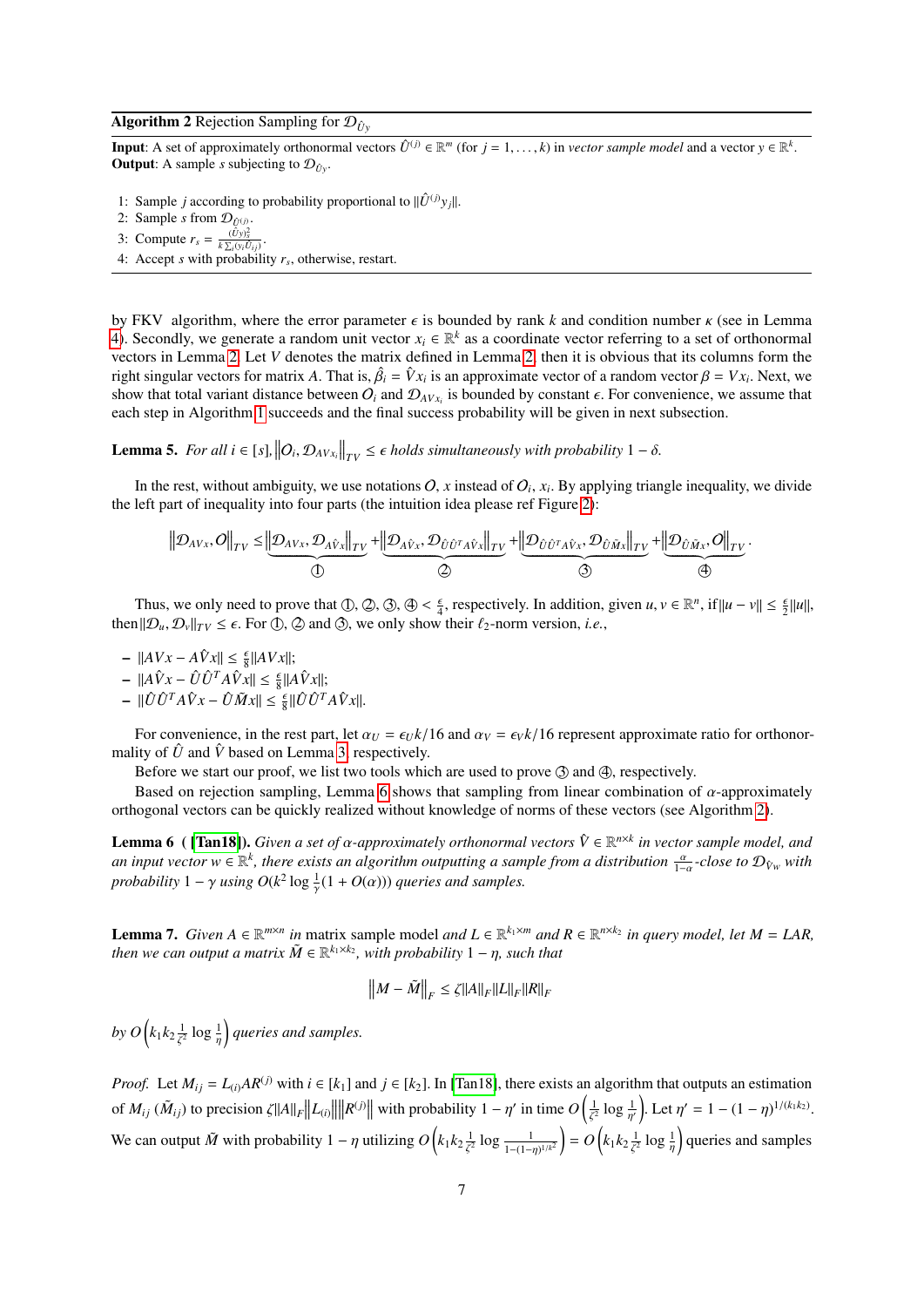**Algorithm 2** Rejection Sampling for $\mathcal{D}_{\hat{U}y}$

**Input**: A set of approximately orthonormal vectors $\hat{U}^{(j)} \in \mathbb{R}^m$ (for $j = 1, \ldots, k$) in *vector sample model* and a vector $y \in \mathbb{R}^k$.
**Output**: A sample $s$ subjecting to $\mathcal{D}_{\hat{U}y}$.

1: Sample $j$ according to probability proportional to $\|\hat{U}^{(j)} y_j\|$.
2: Sample $s$ from $\mathcal{D}_{\hat{U}^{(j)}}$.
3: Compute $r_s = \frac{(\hat{U}y)_s^2}{k \sum_i (y_i \hat{U}_{ij})}$.
4: Accept $s$ with probability $r_s$, otherwise, restart.

by FKV algorithm, where the error parameter $\epsilon$ is bounded by rank $k$ and condition number $\kappa$ (see in Lemma 4). Secondly, we generate a random unit vector $x_i \in \mathbb{R}^k$ as a coordinate vector referring to a set of orthonormal vectors in Lemma 2. Let $V$ denotes the matrix defined in Lemma 2, then it is obvious that its columns form the right singular vectors for matrix $A$. That is, $\hat{\beta}_i = \hat{V}x_i$ is an approximate vector of a random vector $\beta = Vx_i$. Next, we show that total variant distance between $O_i$ and $\mathcal{D}_{AVx_i}$ is bounded by constant $\epsilon$. For convenience, we assume that each step in Algorithm 1 succeeds and the final success probability will be given in next subsection.

**Lemma 5.** *For all $i \in [s]$, $\left\|O_i, \mathcal{D}_{AVx_i}\right\|_{TV} \leq \epsilon$ holds simultaneously with probability $1 - \delta$.*

In the rest, without ambiguity, we use notations $O$, $x$ instead of $O_i$, $x_i$. By applying triangle inequality, we divide the left part of inequality into four parts (the intuition idea please ref Figure 2):

$$\left\|\mathcal{D}_{AVx}, O\right\|_{TV} \leq \underbrace{\left\|\mathcal{D}_{AVx}, \mathcal{D}_{A\hat{V}x}\right\|_{TV}}_{①} + \underbrace{\left\|\mathcal{D}_{A\hat{V}x}, \mathcal{D}_{\hat{U}\hat{U}^T A\hat{V}x}\right\|_{TV}}_{②} + \underbrace{\left\|\mathcal{D}_{\hat{U}\hat{U}^T A\hat{V}x}, \mathcal{D}_{\hat{U}\tilde{M}x}\right\|_{TV}}_{③} + \underbrace{\left\|\mathcal{D}_{\hat{U}\tilde{M}x}, O\right\|_{TV}}_{④}.$$

Thus, we only need to prove that ①, ②, ③, ④ $< \frac{\epsilon}{4}$, respectively. In addition, given $u, v \in \mathbb{R}^n$, if $\|u - v\| \leq \frac{\epsilon}{2}\|u\|$, then $\|\mathcal{D}_u, \mathcal{D}_v\|_{TV} \leq \epsilon$. For ①, ② and ③, we only show their $\ell_2$-norm version, *i.e.*,

- $\|AVx - A\hat{V}x\| \leq \frac{\epsilon}{8}\|AVx\|$;
- $\|A\hat{V}x - \hat{U}\hat{U}^T A\hat{V}x\| \leq \frac{\epsilon}{8}\|A\hat{V}x\|$;
- $\|\hat{U}\hat{U}^T A\hat{V}x - \hat{U}\tilde{M}x\| \leq \frac{\epsilon}{8}\|\hat{U}\hat{U}^T A\hat{V}x\|$.

For convenience, in the rest part, let $\alpha_U = \epsilon_U k/16$ and $\alpha_V = \epsilon_V k/16$ represent approximate ratio for orthonormality of $\hat{U}$ and $\hat{V}$ based on Lemma 3, respectively.

Before we start our proof, we list two tools which are used to prove ③ and ④, respectively.

Based on rejection sampling, Lemma 6 shows that sampling from linear combination of $\alpha$-approximately orthogonal vectors can be quickly realized without knowledge of norms of these vectors (see Algorithm 2).

**Lemma 6** ([Tan18]). *Given a set of $\alpha$-approximately orthonormal vectors $\hat{V} \in \mathbb{R}^{n\times k}$ in vector sample model, and an input vector $w \in \mathbb{R}^k$, there exists an algorithm outputting a sample from a distribution $\frac{\alpha}{1-\alpha}$-close to $\mathcal{D}_{\hat{V}w}$ with probability $1 - \gamma$ using $O(k^2 \log \frac{1}{\gamma}(1 + O(\alpha)))$ queries and samples.*

**Lemma 7.** *Given $A \in \mathbb{R}^{m\times n}$ in* matrix sample model *and $L \in \mathbb{R}^{k_1\times m}$ and $R \in \mathbb{R}^{n\times k_2}$ in query model, let $M = LAR$, then we can output a matrix $\tilde{M} \in \mathbb{R}^{k_1\times k_2}$, with probability $1 - \eta$, such that*

$$\left\|M - \tilde{M}\right\|_F \leq \zeta\|A\|_F\|L\|_F\|R\|_F$$

*by $O\left(k_1 k_2 \frac{1}{\zeta^2} \log \frac{1}{\eta}\right)$ queries and samples.*

*Proof.* Let $M_{ij} = L_{(i)} A R^{(j)}$ with $i \in [k_1]$ and $j \in [k_2]$. In [Tan18], there exists an algorithm that outputs an estimation of $M_{ij}$ ($\tilde{M}_{ij}$) to precision $\zeta\|A\|_F\left\|L_{(i)}\right\|\left\|R^{(j)}\right\|$ with probability $1 - \eta'$ in time $O\left(\frac{1}{\zeta^2} \log \frac{1}{\eta'}\right)$. Let $\eta' = 1 - (1 - \eta)^{1/(k_1 k_2)}$. We can output $\tilde{M}$ with probability $1 - \eta$ utilizing $O\left(k_1 k_2 \frac{1}{\zeta^2} \log \frac{1}{1-(1-\eta)^{1/k^2}}\right) = O\left(k_1 k_2 \frac{1}{\zeta^2} \log \frac{1}{\eta}\right)$ queries and samples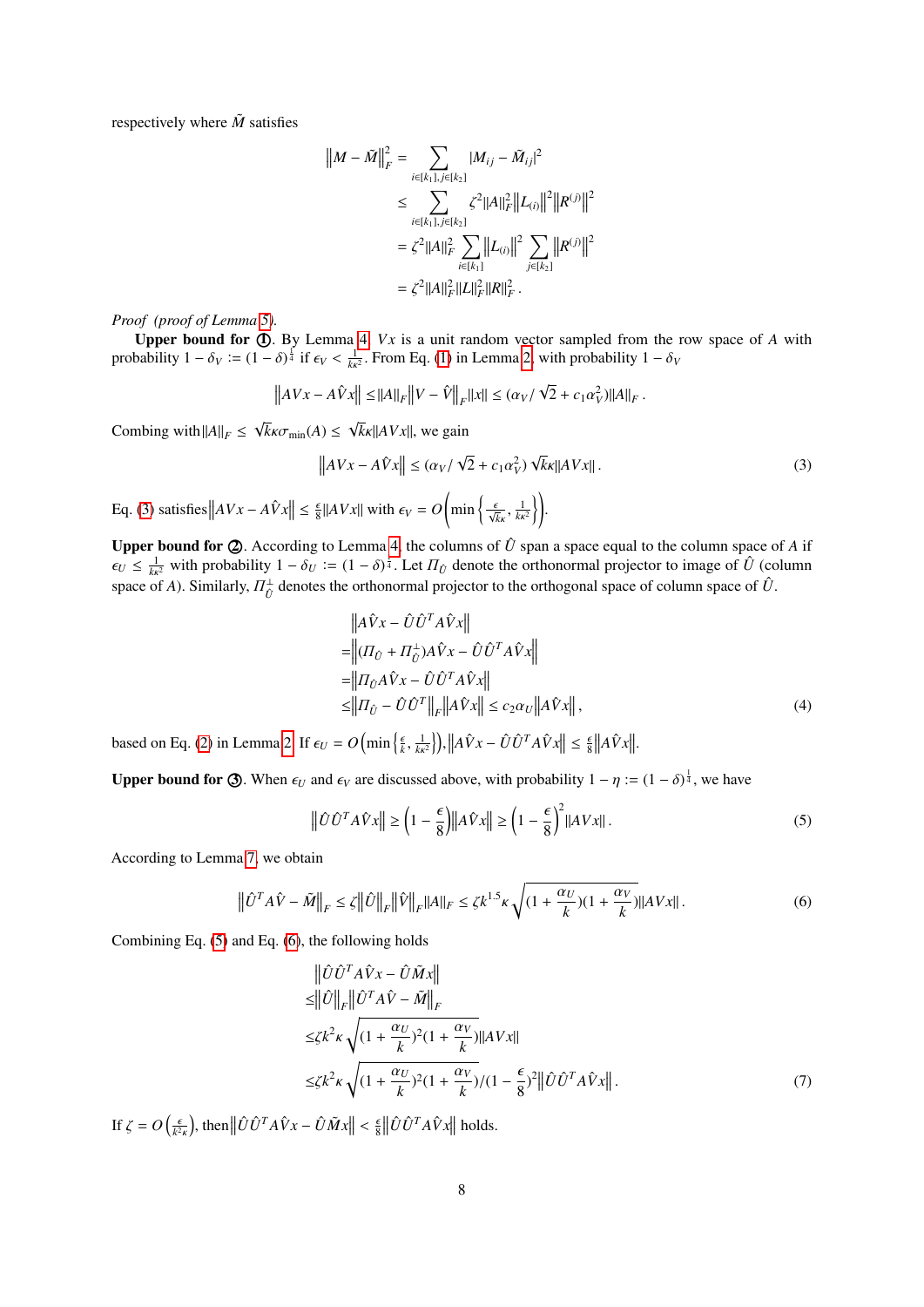respectively where $\tilde{M}$ satisfies

$$
\begin{aligned}
\left\|M-\tilde{M}\right\|_F^2 &= \sum_{i\in[k_1],j\in[k_2]} |M_{ij}-\tilde{M}_{ij}|^2 \\
&\leq \sum_{i\in[k_1],j\in[k_2]} \zeta^2 \|A\|_F^2 \left\|L_{(i)}\right\|^2 \left\|R^{(j)}\right\|^2 \\
&= \zeta^2 \|A\|_F^2 \sum_{i\in[k_1]} \left\|L_{(i)}\right\|^2 \sum_{j\in[k_2]} \left\|R^{(j)}\right\|^2 \\
&= \zeta^2 \|A\|_F^2 \|L\|_F^2 \|R\|_F^2 .
\end{aligned}
$$

*Proof (proof of Lemma 5).*

**Upper bound for ①**. By Lemma 4, $Vx$ is a unit random vector sampled from the row space of $A$ with probability $1-\delta_V := (1-\delta)^{\frac{1}{4}}$ if $\epsilon_V < \frac{1}{k\kappa^2}$. From Eq. (1) in Lemma 2, with probability $1-\delta_V$

$$
\left\|AVx - A\hat{V}x\right\| \leq \|A\|_F \left\|V-\hat{V}\right\|_F \|x\| \leq (\alpha_V/\sqrt{2} + c_1\alpha_V^2)\|A\|_F .
$$

Combing with $\|A\|_F \leq \sqrt{k}\kappa\sigma_{\min}(A) \leq \sqrt{k}\kappa\|AVx\|$, we gain

$$
\left\|AVx - A\hat{V}x\right\| \leq (\alpha_V/\sqrt{2} + c_1\alpha_V^2)\sqrt{k}\kappa\|AVx\| . \tag{3}
$$

Eq. (3) satisfies $\left\|AVx - A\hat{V}x\right\| \leq \frac{\epsilon}{8}\|AVx\|$ with $\epsilon_V = O\left(\min\left\{\frac{\epsilon}{\sqrt{k}\kappa}, \frac{1}{k\kappa^2}\right\}\right)$.

**Upper bound for ②**. According to Lemma 4, the columns of $\hat{U}$ span a space equal to the column space of $A$ if $\epsilon_U \leq \frac{1}{k\kappa^2}$ with probability $1-\delta_U := (1-\delta)^{\frac{1}{4}}$. Let $\Pi_{\hat{U}}$ denote the orthonormal projector to image of $\hat{U}$ (column space of $A$). Similarly, $\Pi_{\hat{U}}^{\perp}$ denotes the orthonormal projector to the orthogonal space of column space of $\hat{U}$.

$$
\begin{aligned}
&\left\|A\hat{V}x - \hat{U}\hat{U}^T A\hat{V}x\right\| \\
=&\left\|(\Pi_{\hat{U}} + \Pi_{\hat{U}}^{\perp})A\hat{V}x - \hat{U}\hat{U}^T A\hat{V}x\right\| \\
=&\left\|\Pi_{\hat{U}} A\hat{V}x - \hat{U}\hat{U}^T A\hat{V}x\right\| \\
\leq&\left\|\Pi_{\hat{U}} - \hat{U}\hat{U}^T\right\|_F \left\|A\hat{V}x\right\| \leq c_2\alpha_U \left\|A\hat{V}x\right\| ,
\end{aligned} \tag{4}
$$

based on Eq. (2) in Lemma 2. If $\epsilon_U = O\left(\min\left\{\frac{\epsilon}{k}, \frac{1}{k\kappa^2}\right\}\right)$, $\left\|A\hat{V}x - \hat{U}\hat{U}^T A\hat{V}x\right\| \leq \frac{\epsilon}{8}\left\|A\hat{V}x\right\|$.

**Upper bound for ③**. When $\epsilon_U$ and $\epsilon_V$ are discussed above, with probability $1-\eta := (1-\delta)^{\frac{1}{4}}$, we have

$$
\left\|\hat{U}\hat{U}^T A\hat{V}x\right\| \geq \left(1-\frac{\epsilon}{8}\right)\left\|A\hat{V}x\right\| \geq \left(1-\frac{\epsilon}{8}\right)^2 \|AVx\| . \tag{5}
$$

According to Lemma 7, we obtain

$$
\left\|\hat{U}^T A\hat{V} - \tilde{M}\right\|_F \leq \zeta\left\|\hat{U}\right\|_F\left\|\hat{V}\right\|_F \|A\|_F \leq \zeta k^{1.5}\kappa\sqrt{(1+\frac{\alpha_U}{k})(1+\frac{\alpha_V}{k})}\|AVx\| . \tag{6}
$$

Combining Eq. (5) and Eq. (6), the following holds

$$
\begin{aligned}
&\left\|\hat{U}\hat{U}^T A\hat{V}x - \hat{U}\tilde{M}x\right\| \\
\leq&\left\|\hat{U}\right\|_F\left\|\hat{U}^T A\hat{V} - \tilde{M}\right\|_F \\
\leq&\zeta k^2\kappa\sqrt{(1+\frac{\alpha_U}{k})^2(1+\frac{\alpha_V}{k})}\|AVx\| \\
\leq&\zeta k^2\kappa\sqrt{(1+\frac{\alpha_U}{k})^2(1+\frac{\alpha_V}{k})}/(1-\frac{\epsilon}{8})^2\left\|\hat{U}\hat{U}^T A\hat{V}x\right\| .
\end{aligned} \tag{7}
$$

If $\zeta = O\left(\frac{\epsilon}{k^2\kappa}\right)$, then $\left\|\hat{U}\hat{U}^T A\hat{V}x - \hat{U}\tilde{M}x\right\| < \frac{\epsilon}{8}\left\|\hat{U}\hat{U}^T A\hat{V}x\right\|$ holds.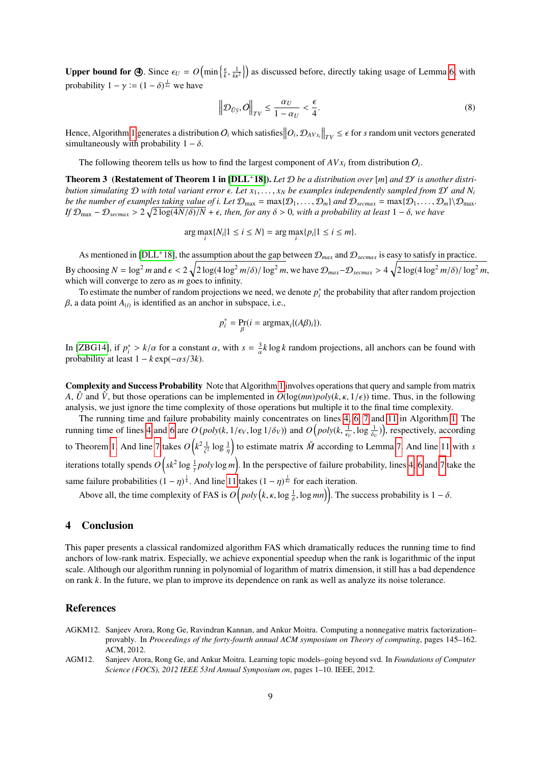**Upper bound for ④**. Since $\epsilon_U = O\left(\min\left\{\frac{\epsilon}{k}, \frac{1}{\kappa k^2}\right\}\right)$ as discussed before, directly taking usage of Lemma 6, with probability $1 - \gamma := (1 - \delta)^{\frac{1}{4s}}$ we have

$$\left\| \mathcal{D}_{\hat{U}\tilde{y}}, O \right\|_{TV} \leq \frac{\alpha_U}{1 - \alpha_U} < \frac{\epsilon}{4}. \tag{8}$$

Hence, Algorithm 1 generates a distribution $O_i$ which satisfies $\left\| O_i, \mathcal{D}_{AVx_i} \right\|_{TV} \leq \epsilon$ for $s$ random unit vectors generated simultaneously with probability $1 - \delta$.

The following theorem tells us how to find the largest component of $AVx_i$ from distribution $O_i$.

**Theorem 3 (Restatement of Theorem 1 in [DLL⁺18]).** *Let $\mathcal{D}$ be a distribution over $[m]$ and $\mathcal{D}'$ is another distribution simulating $\mathcal{D}$ with total variant error $\epsilon$. Let $x_1, \ldots, x_N$ be examples independently sampled from $\mathcal{D}'$ and $N_i$ be the number of examples taking value of $i$. Let $\mathcal{D}_{\max} = \max\{\mathcal{D}_1, \ldots, \mathcal{D}_m\}$ and $\mathcal{D}_{secmax} = \max\{\mathcal{D}_1, \ldots, \mathcal{D}_m\} \backslash \mathcal{D}_{\max}$. If $\mathcal{D}_{\max} - \mathcal{D}_{secmax} > 2\sqrt{2\log(4N/\delta)/N} + \epsilon$, then, for any $\delta > 0$, with a probability at least $1 - \delta$, we have*

$$\arg\max_i \{N_i | 1 \leq i \leq N\} = \arg\max_i \{p_i | 1 \leq i \leq m\}.$$

As mentioned in [DLL⁺18], the assumption about the gap between $\mathcal{D}_{max}$ and $\mathcal{D}_{secmax}$ is easy to satisfy in practice. By choosing $N = \log^2 m$ and $\epsilon < 2\sqrt{2\log(4\log^2 m/\delta)/\log^2 m}$, we have $\mathcal{D}_{max} - \mathcal{D}_{secmax} > 4\sqrt{2\log(4\log^2 m/\delta)/\log^2 m}$, which will converge to zero as $m$ goes to infinity.

To estimate the number of random projections we need, we denote $p_i^*$ the probability that after random projection $\beta$, a data point $A_{(i)}$ is identified as an anchor in subspace, i.e.,

$$p_i^* = \Pr_\beta(i = \mathrm{argmax}_i\{(A\beta)_i\}).$$

In [ZBG14], if $p_i^* > k/\alpha$ for a constant $\alpha$, with $s = \frac{3}{\alpha} k \log k$ random projections, all anchors can be found with probability at least $1 - k\exp(-\alpha s/3k)$.

**Complexity and Success Probability** Note that Algorithm 1 involves operations that query and sample from matrix $A$, $\hat{U}$ and $\hat{V}$, but those operations can be implemented in $O(\log(mn) poly(k, \kappa, 1/\epsilon))$ time. Thus, in the following analysis, we just ignore the time complexity of those operations but multiple it to the final time complexity.

The running time and failure probability mainly concentrates on lines 4, 6, 7 and 11 in Algorithm 1. The running time of lines 4 and 6 are $O(poly(k, 1/\epsilon_V, \log 1/\delta_V))$ and $O\left(poly(k, \frac{1}{\epsilon_U}, \log\frac{1}{\delta_U})\right)$, respectively, according to Theorem 1. And line 7 takes $O\left(k^2 \frac{1}{\zeta^2} \log\frac{1}{\eta}\right)$ to estimate matrix $\tilde{M}$ according to Lemma 7. And line 11 with $s$ iterations totally spends $O\left(sk^2 \log\frac{1}{\gamma} poly \log m\right)$. In the perspective of failure probability, lines 4, 6 and 7 take the same failure probabilities $(1 - \eta)^{\frac{1}{4}}$. And line 11 takes $(1 - \eta)^{\frac{1}{4s}}$ for each iteration.

Above all, the time complexity of FAS is $O\left(poly\left(k, \kappa, \log\frac{1}{\delta}, \log mn\right)\right)$. The success probability is $1 - \delta$.

## 4 Conclusion

This paper presents a classical randomized algorithm FAS which dramatically reduces the running time to find anchors of low-rank matrix. Especially, we achieve exponential speedup when the rank is logarithmic of the input scale. Although our algorithm running in polynomial of logarithm of matrix dimension, it still has a bad dependence on rank $k$. In the future, we plan to improve its dependence on rank as well as analyze its noise tolerance.

## References

AGKM12. Sanjeev Arora, Rong Ge, Ravindran Kannan, and Ankur Moitra. Computing a nonnegative matrix factorization–provably. In *Proceedings of the forty-fourth annual ACM symposium on Theory of computing*, pages 145–162. ACM, 2012.

AGM12. Sanjeev Arora, Rong Ge, and Ankur Moitra. Learning topic models–going beyond svd. In *Foundations of Computer Science (FOCS), 2012 IEEE 53rd Annual Symposium on*, pages 1–10. IEEE, 2012.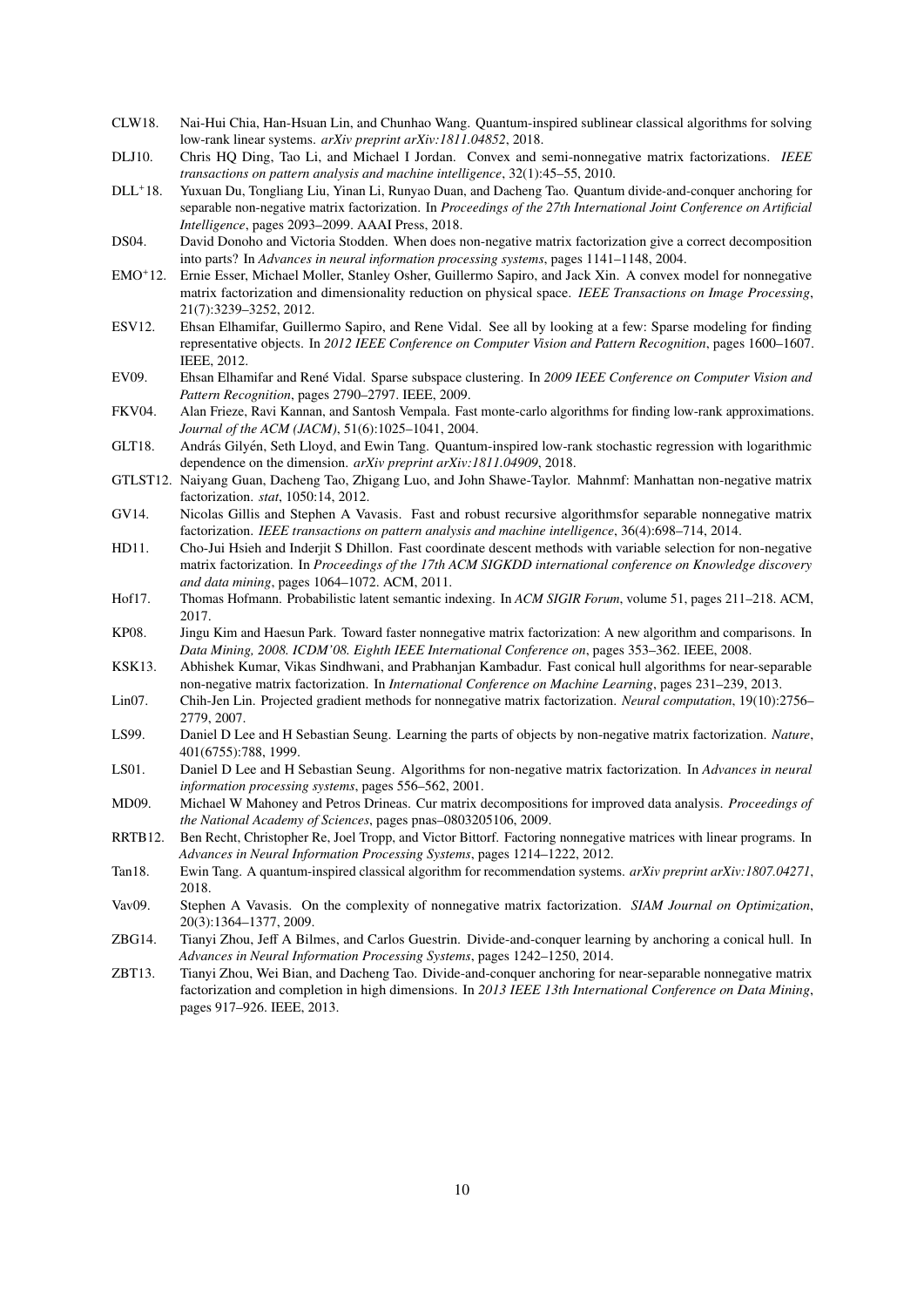CLW18. Nai-Hui Chia, Han-Hsuan Lin, and Chunhao Wang. Quantum-inspired sublinear classical algorithms for solving low-rank linear systems. *arXiv preprint arXiv:1811.04852*, 2018.

DLJ10. Chris HQ Ding, Tao Li, and Michael I Jordan. Convex and semi-nonnegative matrix factorizations. *IEEE transactions on pattern analysis and machine intelligence*, 32(1):45–55, 2010.

DLL+18. Yuxuan Du, Tongliang Liu, Yinan Li, Runyao Duan, and Dacheng Tao. Quantum divide-and-conquer anchoring for separable non-negative matrix factorization. In *Proceedings of the 27th International Joint Conference on Artificial Intelligence*, pages 2093–2099. AAAI Press, 2018.

DS04. David Donoho and Victoria Stodden. When does non-negative matrix factorization give a correct decomposition into parts? In *Advances in neural information processing systems*, pages 1141–1148, 2004.

EMO+12. Ernie Esser, Michael Moller, Stanley Osher, Guillermo Sapiro, and Jack Xin. A convex model for nonnegative matrix factorization and dimensionality reduction on physical space. *IEEE Transactions on Image Processing*, 21(7):3239–3252, 2012.

ESV12. Ehsan Elhamifar, Guillermo Sapiro, and Rene Vidal. See all by looking at a few: Sparse modeling for finding representative objects. In *2012 IEEE Conference on Computer Vision and Pattern Recognition*, pages 1600–1607. IEEE, 2012.

EV09. Ehsan Elhamifar and René Vidal. Sparse subspace clustering. In *2009 IEEE Conference on Computer Vision and Pattern Recognition*, pages 2790–2797. IEEE, 2009.

FKV04. Alan Frieze, Ravi Kannan, and Santosh Vempala. Fast monte-carlo algorithms for finding low-rank approximations. *Journal of the ACM (JACM)*, 51(6):1025–1041, 2004.

GLT18. András Gilyén, Seth Lloyd, and Ewin Tang. Quantum-inspired low-rank stochastic regression with logarithmic dependence on the dimension. *arXiv preprint arXiv:1811.04909*, 2018.

GTLST12. Naiyang Guan, Dacheng Tao, Zhigang Luo, and John Shawe-Taylor. Mahnmf: Manhattan non-negative matrix factorization. *stat*, 1050:14, 2012.

GV14. Nicolas Gillis and Stephen A Vavasis. Fast and robust recursive algorithmsfor separable nonnegative matrix factorization. *IEEE transactions on pattern analysis and machine intelligence*, 36(4):698–714, 2014.

HD11. Cho-Jui Hsieh and Inderjit S Dhillon. Fast coordinate descent methods with variable selection for non-negative matrix factorization. In *Proceedings of the 17th ACM SIGKDD international conference on Knowledge discovery and data mining*, pages 1064–1072. ACM, 2011.

Hof17. Thomas Hofmann. Probabilistic latent semantic indexing. In *ACM SIGIR Forum*, volume 51, pages 211–218. ACM, 2017.

KP08. Jingu Kim and Haesun Park. Toward faster nonnegative matrix factorization: A new algorithm and comparisons. In *Data Mining, 2008. ICDM'08. Eighth IEEE International Conference on*, pages 353–362. IEEE, 2008.

KSK13. Abhishek Kumar, Vikas Sindhwani, and Prabhanjan Kambadur. Fast conical hull algorithms for near-separable non-negative matrix factorization. In *International Conference on Machine Learning*, pages 231–239, 2013.

Lin07. Chih-Jen Lin. Projected gradient methods for nonnegative matrix factorization. *Neural computation*, 19(10):2756–2779, 2007.

LS99. Daniel D Lee and H Sebastian Seung. Learning the parts of objects by non-negative matrix factorization. *Nature*, 401(6755):788, 1999.

LS01. Daniel D Lee and H Sebastian Seung. Algorithms for non-negative matrix factorization. In *Advances in neural information processing systems*, pages 556–562, 2001.

MD09. Michael W Mahoney and Petros Drineas. Cur matrix decompositions for improved data analysis. *Proceedings of the National Academy of Sciences*, pages pnas–0803205106, 2009.

RRTB12. Ben Recht, Christopher Re, Joel Tropp, and Victor Bittorf. Factoring nonnegative matrices with linear programs. In *Advances in Neural Information Processing Systems*, pages 1214–1222, 2012.

Tan18. Ewin Tang. A quantum-inspired classical algorithm for recommendation systems. *arXiv preprint arXiv:1807.04271*, 2018.

Vav09. Stephen A Vavasis. On the complexity of nonnegative matrix factorization. *SIAM Journal on Optimization*, 20(3):1364–1377, 2009.

ZBG14. Tianyi Zhou, Jeff A Bilmes, and Carlos Guestrin. Divide-and-conquer learning by anchoring a conical hull. In *Advances in Neural Information Processing Systems*, pages 1242–1250, 2014.

ZBT13. Tianyi Zhou, Wei Bian, and Dacheng Tao. Divide-and-conquer anchoring for near-separable nonnegative matrix factorization and completion in high dimensions. In *2013 IEEE 13th International Conference on Data Mining*, pages 917–926. IEEE, 2013.